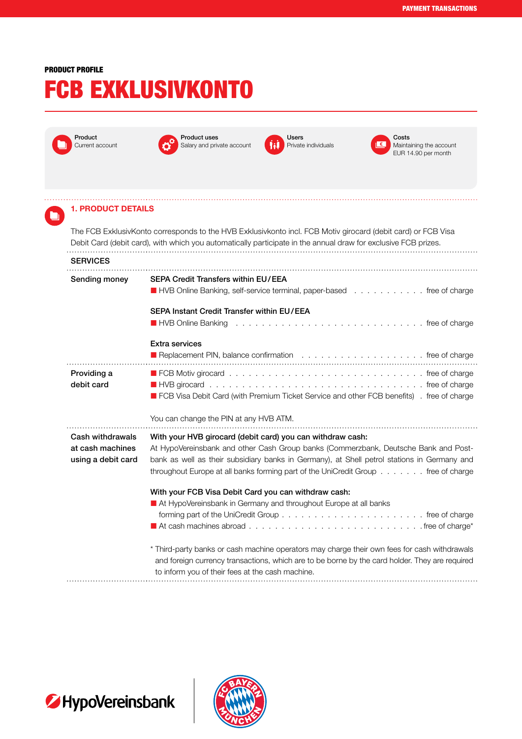PRODUCT PROFILE

# FCB EXKLUSIVKONTO

| Product | Product uses | Users | Costs |
|---|---|---|---|
| Current account | Salary and private account | Private individuals | Maintaining the account EUR 14.90 per month |

## 1. PRODUCT DETAILS

The FCB ExklusivKonto corresponds to the HVB Exklusivkonto incl. FCB Motiv girocard (debit card) or FCB Visa Debit Card (debit card), with which you automatically participate in the annual draw for exclusive FCB prizes.

### SERVICES

**Sending money**

**SEPA Credit Transfers within EU/EEA**

- HVB Online Banking, self-service terminal, paper-based . . . free of charge

**SEPA Instant Credit Transfer within EU/EEA**

- HVB Online Banking . . . free of charge

**Extra services**

- Replacement PIN, balance confirmation . . . free of charge

**Providing a debit card**

- FCB Motiv girocard . . . free of charge
- HVB girocard . . . free of charge
- FCB Visa Debit Card (with Premium Ticket Service and other FCB benefits) . free of charge

You can change the PIN at any HVB ATM.

**Cash withdrawals at cash machines using a debit card**

**With your HVB girocard (debit card) you can withdraw cash:**
At HypoVereinsbank and other Cash Group banks (Commerzbank, Deutsche Bank and Post-bank as well as their subsidiary banks in Germany), at Shell petrol stations in Germany and throughout Europe at all banks forming part of the UniCredit Group . . . free of charge

**With your FCB Visa Debit Card you can withdraw cash:**

- At HypoVereinsbank in Germany and throughout Europe at all banks forming part of the UniCredit Group . . . free of charge
- At cash machines abroad . . . free of charge*

\* Third-party banks or cash machine operators may charge their own fees for cash withdrawals and foreign currency transactions, which are to be borne by the card holder. They are required to inform you of their fees at the cash machine.

HypoVereinsbank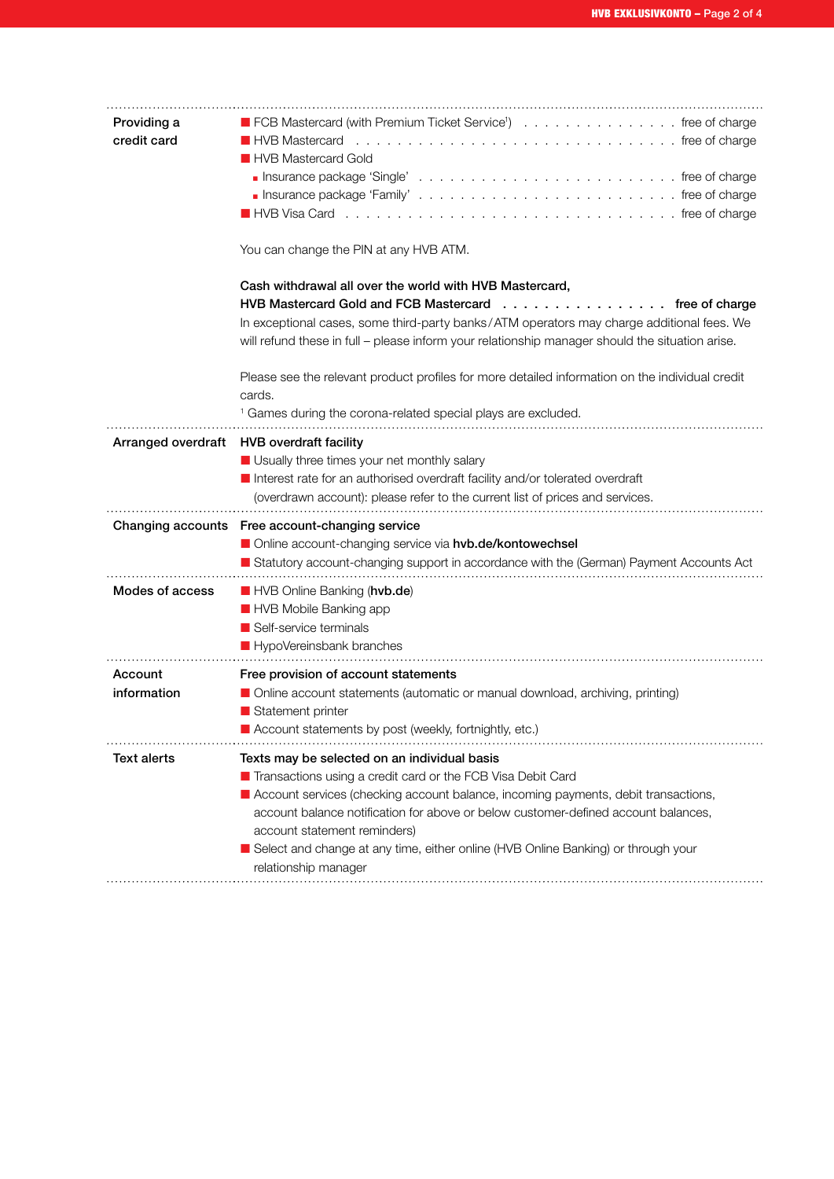**Providing a credit card**

- FCB Mastercard (with Premium Ticket Service[1]) . . . . . . . . . . . . . . . free of charge
- HVB Mastercard . . . . . . . . . . . . . . . . . . . . . . . . . . . . . . free of charge
- HVB Mastercard Gold
  - Insurance package 'Single' . . . . . . . . . . . . . . . . . . . . . . . . free of charge
  - Insurance package 'Family' . . . . . . . . . . . . . . . . . . . . . . . . free of charge
- HVB Visa Card . . . . . . . . . . . . . . . . . . . . . . . . . . . . . . free of charge

You can change the PIN at any HVB ATM.

**Cash withdrawal all over the world with HVB Mastercard, HVB Mastercard Gold and FCB Mastercard . . . . . . . . . . . . . . . free of charge**

In exceptional cases, some third-party banks/ATM operators may charge additional fees. We will refund these in full – please inform your relationship manager should the situation arise.

Please see the relevant product profiles for more detailed information on the individual credit cards.

[1] Games during the corona-related special plays are excluded.

**Arranged overdraft**

**HVB overdraft facility**

- Usually three times your net monthly salary
- Interest rate for an authorised overdraft facility and/or tolerated overdraft (overdrawn account): please refer to the current list of prices and services.

**Changing accounts**

**Free account-changing service**

- Online account-changing service via **hvb.de/kontowechsel**
- Statutory account-changing support in accordance with the (German) Payment Accounts Act

**Modes of access**

- HVB Online Banking (**hvb.de**)
- HVB Mobile Banking app
- Self-service terminals
- HypoVereinsbank branches

**Account information**

**Free provision of account statements**

- Online account statements (automatic or manual download, archiving, printing)
- Statement printer
- Account statements by post (weekly, fortnightly, etc.)

**Text alerts**

**Texts may be selected on an individual basis**

- Transactions using a credit card or the FCB Visa Debit Card
- Account services (checking account balance, incoming payments, debit transactions, account balance notification for above or below customer-defined account balances, account statement reminders)
- Select and change at any time, either online (HVB Online Banking) or through your relationship manager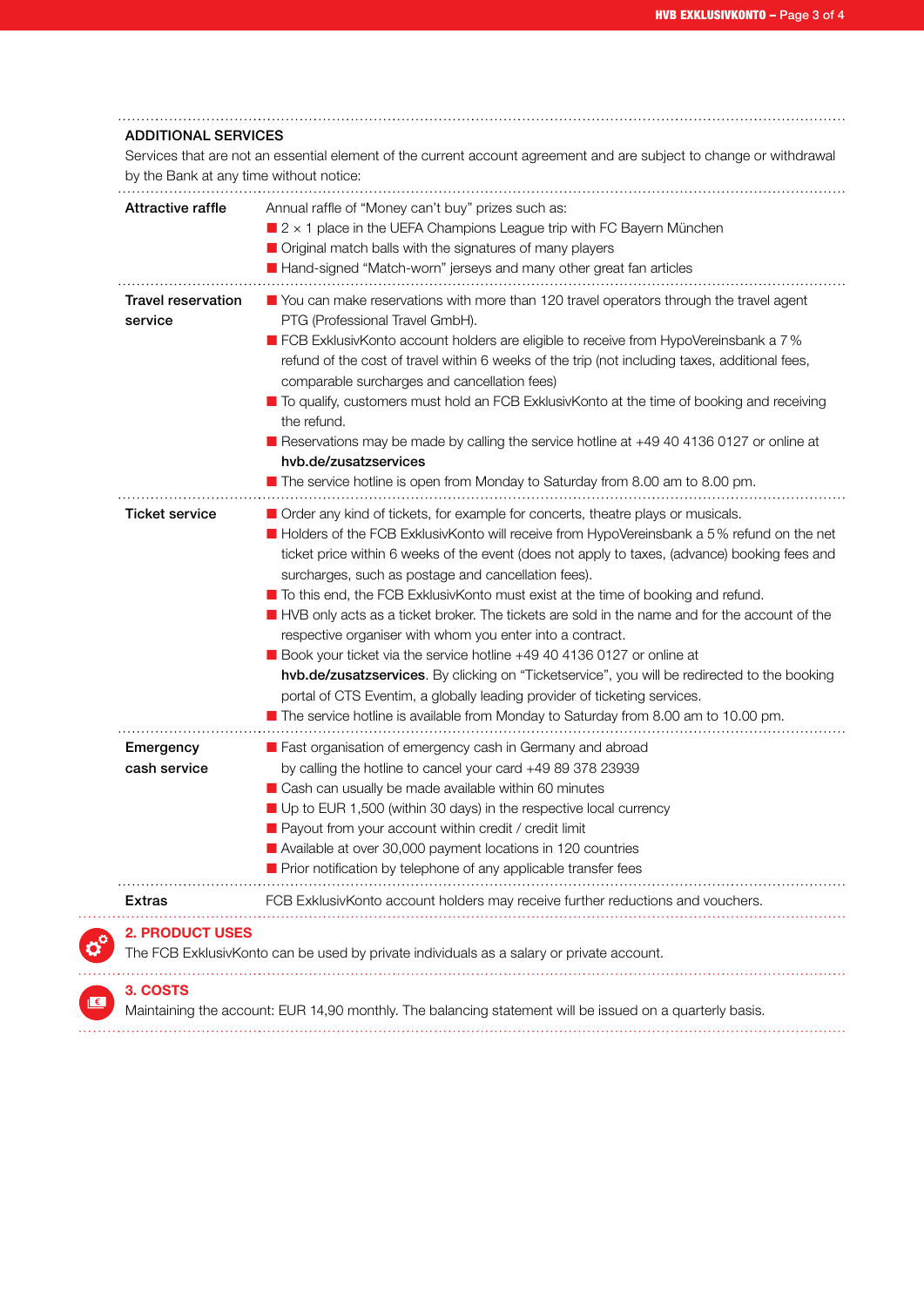## ADDITIONAL SERVICES

Services that are not an essential element of the current account agreement and are subject to change or withdrawal by the Bank at any time without notice:

**Attractive raffle**

Annual raffle of "Money can't buy" prizes such as:

- 2 × 1 place in the UEFA Champions League trip with FC Bayern München
- Original match balls with the signatures of many players
- Hand-signed "Match-worn" jerseys and many other great fan articles

**Travel reservation service**

- You can make reservations with more than 120 travel operators through the travel agent PTG (Professional Travel GmbH).
- FCB ExklusivKonto account holders are eligible to receive from HypoVereinsbank a 7 % refund of the cost of travel within 6 weeks of the trip (not including taxes, additional fees, comparable surcharges and cancellation fees)
- To qualify, customers must hold an FCB ExklusivKonto at the time of booking and receiving the refund.
- Reservations may be made by calling the service hotline at +49 40 4136 0127 or online at **hvb.de/zusatzservices**
- The service hotline is open from Monday to Saturday from 8.00 am to 8.00 pm.

**Ticket service**

- Order any kind of tickets, for example for concerts, theatre plays or musicals.
- Holders of the FCB ExklusivKonto will receive from HypoVereinsbank a 5 % refund on the net ticket price within 6 weeks of the event (does not apply to taxes, (advance) booking fees and surcharges, such as postage and cancellation fees).
- To this end, the FCB ExklusivKonto must exist at the time of booking and refund.
- HVB only acts as a ticket broker. The tickets are sold in the name and for the account of the respective organiser with whom you enter into a contract.
- Book your ticket via the service hotline +49 40 4136 0127 or online at **hvb.de/zusatzservices**. By clicking on "Ticketservice", you will be redirected to the booking portal of CTS Eventim, a globally leading provider of ticketing services.
- The service hotline is available from Monday to Saturday from 8.00 am to 10.00 pm.

**Emergency cash service**

- Fast organisation of emergency cash in Germany and abroad by calling the hotline to cancel your card +49 89 378 23939
- Cash can usually be made available within 60 minutes
- Up to EUR 1,500 (within 30 days) in the respective local currency
- Payout from your account within credit / credit limit
- Available at over 30,000 payment locations in 120 countries
- Prior notification by telephone of any applicable transfer fees

**Extras**

FCB ExklusivKonto account holders may receive further reductions and vouchers.

## 2. PRODUCT USES

The FCB ExklusivKonto can be used by private individuals as a salary or private account.

## 3. COSTS

Maintaining the account: EUR 14,90 monthly. The balancing statement will be issued on a quarterly basis.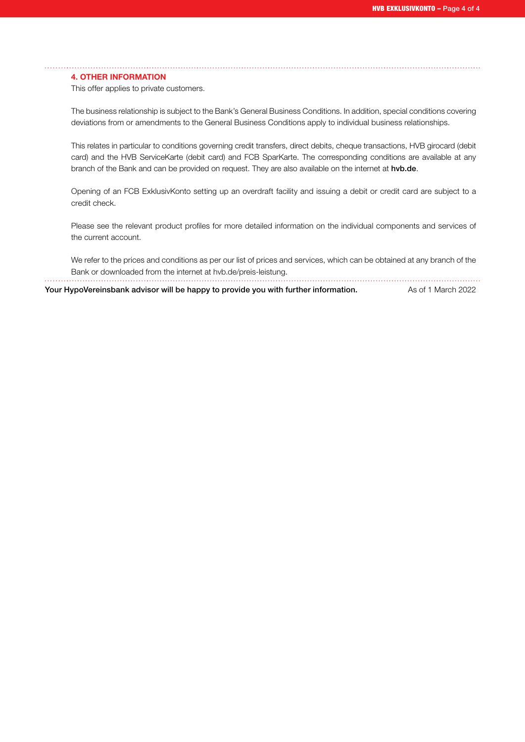## 4. OTHER INFORMATION

This offer applies to private customers.

The business relationship is subject to the Bank's General Business Conditions. In addition, special conditions covering deviations from or amendments to the General Business Conditions apply to individual business relationships.

This relates in particular to conditions governing credit transfers, direct debits, cheque transactions, HVB girocard (debit card) and the HVB ServiceKarte (debit card) and FCB SparKarte. The corresponding conditions are available at any branch of the Bank and can be provided on request. They are also available on the internet at **hvb.de**.

Opening of an FCB ExklusivKonto setting up an overdraft facility and issuing a debit or credit card are subject to a credit check.

Please see the relevant product profiles for more detailed information on the individual components and services of the current account.

We refer to the prices and conditions as per our list of prices and services, which can be obtained at any branch of the Bank or downloaded from the internet at hvb.de/preis-leistung.

**Your HypoVereinsbank advisor will be happy to provide you with further information.**

As of 1 March 2022